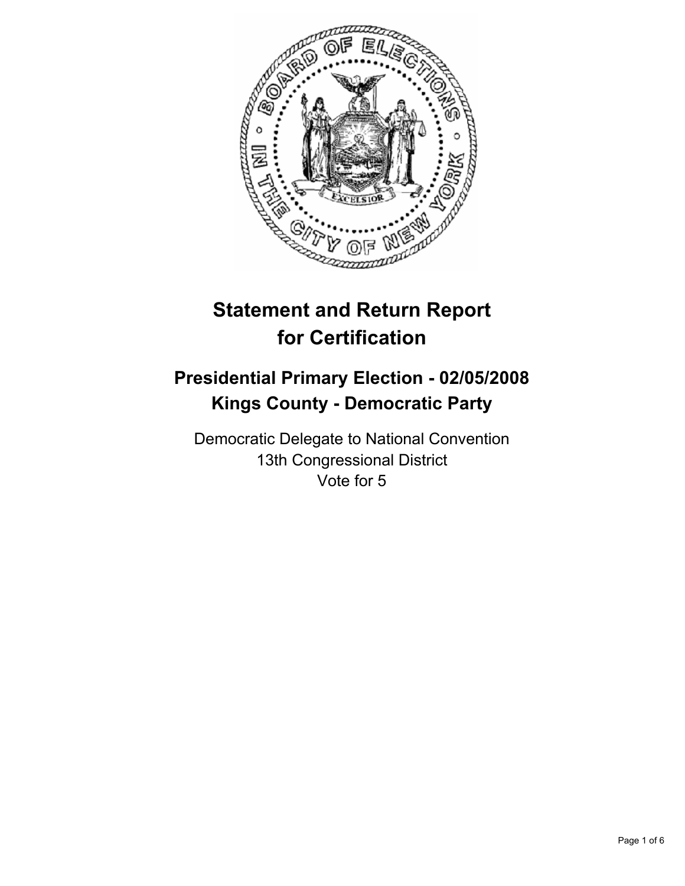# Statement and Return Report for Certification

## Presidential Primary Election - 02/05/2008
## Kings County - Democratic Party

Democratic Delegate to National Convention
13th Congressional District
Vote for 5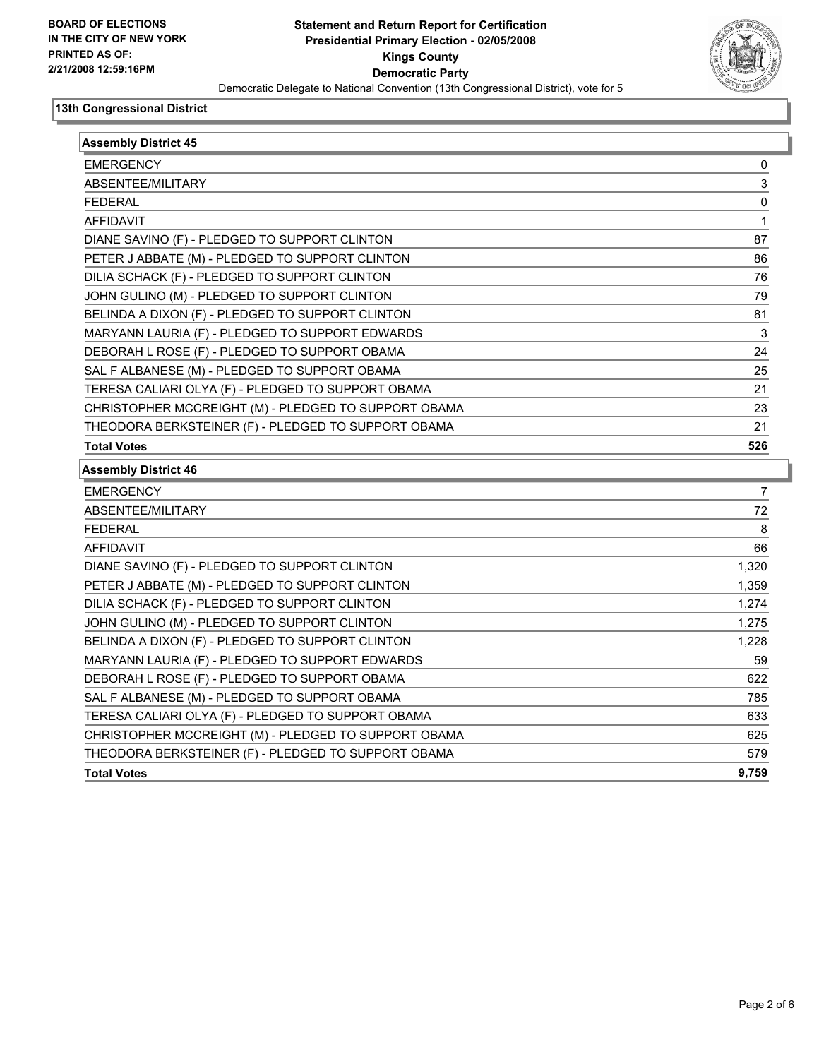**BOARD OF ELECTIONS IN THE CITY OF NEW YORK PRINTED AS OF: 2/21/2008 12:59:16PM**

# Statement and Return Report for Certification
## Presidential Primary Election - 02/05/2008
## Kings County
## Democratic Party

Democratic Delegate to National Convention (13th Congressional District), vote for 5

### 13th Congressional District

| Assembly District 45 | |
|---|---|
| EMERGENCY | 0 |
| ABSENTEE/MILITARY | 3 |
| FEDERAL | 0 |
| AFFIDAVIT | 1 |
| DIANE SAVINO (F) - PLEDGED TO SUPPORT CLINTON | 87 |
| PETER J ABBATE (M) - PLEDGED TO SUPPORT CLINTON | 86 |
| DILIA SCHACK (F) - PLEDGED TO SUPPORT CLINTON | 76 |
| JOHN GULINO (M) - PLEDGED TO SUPPORT CLINTON | 79 |
| BELINDA A DIXON (F) - PLEDGED TO SUPPORT CLINTON | 81 |
| MARYANN LAURIA (F) - PLEDGED TO SUPPORT EDWARDS | 3 |
| DEBORAH L ROSE (F) - PLEDGED TO SUPPORT OBAMA | 24 |
| SAL F ALBANESE (M) - PLEDGED TO SUPPORT OBAMA | 25 |
| TERESA CALIARI OLYA (F) - PLEDGED TO SUPPORT OBAMA | 21 |
| CHRISTOPHER MCCREIGHT (M) - PLEDGED TO SUPPORT OBAMA | 23 |
| THEODORA BERKSTEINER (F) - PLEDGED TO SUPPORT OBAMA | 21 |
| **Total Votes** | **526** |

| Assembly District 46 | |
|---|---|
| EMERGENCY | 7 |
| ABSENTEE/MILITARY | 72 |
| FEDERAL | 8 |
| AFFIDAVIT | 66 |
| DIANE SAVINO (F) - PLEDGED TO SUPPORT CLINTON | 1,320 |
| PETER J ABBATE (M) - PLEDGED TO SUPPORT CLINTON | 1,359 |
| DILIA SCHACK (F) - PLEDGED TO SUPPORT CLINTON | 1,274 |
| JOHN GULINO (M) - PLEDGED TO SUPPORT CLINTON | 1,275 |
| BELINDA A DIXON (F) - PLEDGED TO SUPPORT CLINTON | 1,228 |
| MARYANN LAURIA (F) - PLEDGED TO SUPPORT EDWARDS | 59 |
| DEBORAH L ROSE (F) - PLEDGED TO SUPPORT OBAMA | 622 |
| SAL F ALBANESE (M) - PLEDGED TO SUPPORT OBAMA | 785 |
| TERESA CALIARI OLYA (F) - PLEDGED TO SUPPORT OBAMA | 633 |
| CHRISTOPHER MCCREIGHT (M) - PLEDGED TO SUPPORT OBAMA | 625 |
| THEODORA BERKSTEINER (F) - PLEDGED TO SUPPORT OBAMA | 579 |
| **Total Votes** | **9,759** |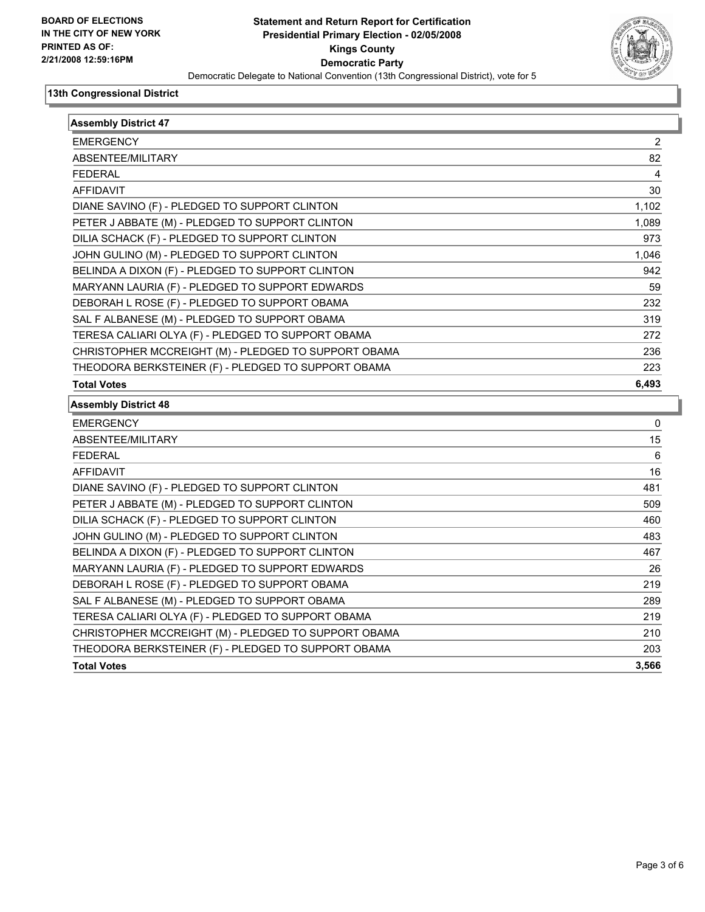**BOARD OF ELECTIONS IN THE CITY OF NEW YORK PRINTED AS OF: 2/21/2008 12:59:16PM**

# Statement and Return Report for Certification
## Presidential Primary Election - 02/05/2008
## Kings County
## Democratic Party
Democratic Delegate to National Convention (13th Congressional District), vote for 5

### 13th Congressional District

| Assembly District 47 | |
|---|---|
| EMERGENCY | 2 |
| ABSENTEE/MILITARY | 82 |
| FEDERAL | 4 |
| AFFIDAVIT | 30 |
| DIANE SAVINO (F) - PLEDGED TO SUPPORT CLINTON | 1,102 |
| PETER J ABBATE (M) - PLEDGED TO SUPPORT CLINTON | 1,089 |
| DILIA SCHACK (F) - PLEDGED TO SUPPORT CLINTON | 973 |
| JOHN GULINO (M) - PLEDGED TO SUPPORT CLINTON | 1,046 |
| BELINDA A DIXON (F) - PLEDGED TO SUPPORT CLINTON | 942 |
| MARYANN LAURIA (F) - PLEDGED TO SUPPORT EDWARDS | 59 |
| DEBORAH L ROSE (F) - PLEDGED TO SUPPORT OBAMA | 232 |
| SAL F ALBANESE (M) - PLEDGED TO SUPPORT OBAMA | 319 |
| TERESA CALIARI OLYA (F) - PLEDGED TO SUPPORT OBAMA | 272 |
| CHRISTOPHER MCCREIGHT (M) - PLEDGED TO SUPPORT OBAMA | 236 |
| THEODORA BERKSTEINER (F) - PLEDGED TO SUPPORT OBAMA | 223 |
| **Total Votes** | **6,493** |

| Assembly District 48 | |
|---|---|
| EMERGENCY | 0 |
| ABSENTEE/MILITARY | 15 |
| FEDERAL | 6 |
| AFFIDAVIT | 16 |
| DIANE SAVINO (F) - PLEDGED TO SUPPORT CLINTON | 481 |
| PETER J ABBATE (M) - PLEDGED TO SUPPORT CLINTON | 509 |
| DILIA SCHACK (F) - PLEDGED TO SUPPORT CLINTON | 460 |
| JOHN GULINO (M) - PLEDGED TO SUPPORT CLINTON | 483 |
| BELINDA A DIXON (F) - PLEDGED TO SUPPORT CLINTON | 467 |
| MARYANN LAURIA (F) - PLEDGED TO SUPPORT EDWARDS | 26 |
| DEBORAH L ROSE (F) - PLEDGED TO SUPPORT OBAMA | 219 |
| SAL F ALBANESE (M) - PLEDGED TO SUPPORT OBAMA | 289 |
| TERESA CALIARI OLYA (F) - PLEDGED TO SUPPORT OBAMA | 219 |
| CHRISTOPHER MCCREIGHT (M) - PLEDGED TO SUPPORT OBAMA | 210 |
| THEODORA BERKSTEINER (F) - PLEDGED TO SUPPORT OBAMA | 203 |
| **Total Votes** | **3,566** |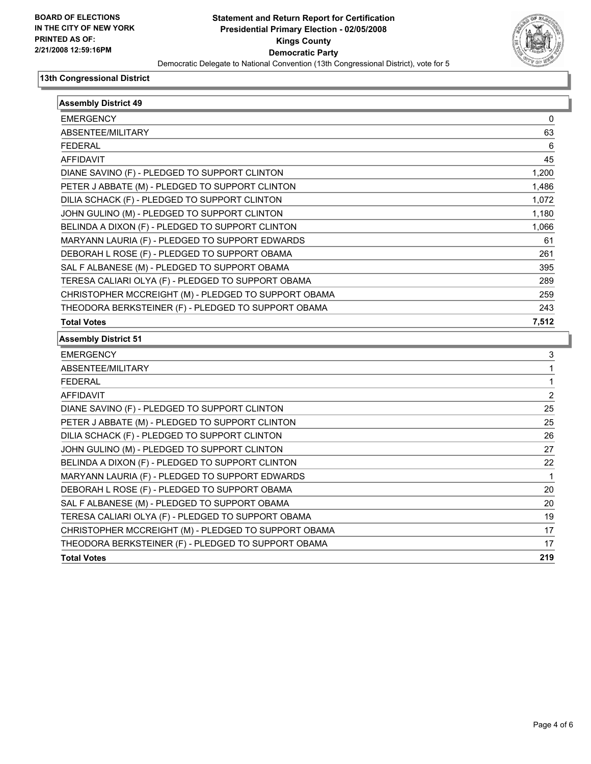**BOARD OF ELECTIONS IN THE CITY OF NEW YORK PRINTED AS OF: 2/21/2008 12:59:16PM**

# Statement and Return Report for Certification
## Presidential Primary Election - 02/05/2008
## Kings County
## Democratic Party

Democratic Delegate to National Convention (13th Congressional District), vote for 5

### 13th Congressional District

| Assembly District 49 | |
|---|---|
| EMERGENCY | 0 |
| ABSENTEE/MILITARY | 63 |
| FEDERAL | 6 |
| AFFIDAVIT | 45 |
| DIANE SAVINO (F) - PLEDGED TO SUPPORT CLINTON | 1,200 |
| PETER J ABBATE (M) - PLEDGED TO SUPPORT CLINTON | 1,486 |
| DILIA SCHACK (F) - PLEDGED TO SUPPORT CLINTON | 1,072 |
| JOHN GULINO (M) - PLEDGED TO SUPPORT CLINTON | 1,180 |
| BELINDA A DIXON (F) - PLEDGED TO SUPPORT CLINTON | 1,066 |
| MARYANN LAURIA (F) - PLEDGED TO SUPPORT EDWARDS | 61 |
| DEBORAH L ROSE (F) - PLEDGED TO SUPPORT OBAMA | 261 |
| SAL F ALBANESE (M) - PLEDGED TO SUPPORT OBAMA | 395 |
| TERESA CALIARI OLYA (F) - PLEDGED TO SUPPORT OBAMA | 289 |
| CHRISTOPHER MCCREIGHT (M) - PLEDGED TO SUPPORT OBAMA | 259 |
| THEODORA BERKSTEINER (F) - PLEDGED TO SUPPORT OBAMA | 243 |
| **Total Votes** | **7,512** |

| Assembly District 51 | |
|---|---|
| EMERGENCY | 3 |
| ABSENTEE/MILITARY | 1 |
| FEDERAL | 1 |
| AFFIDAVIT | 2 |
| DIANE SAVINO (F) - PLEDGED TO SUPPORT CLINTON | 25 |
| PETER J ABBATE (M) - PLEDGED TO SUPPORT CLINTON | 25 |
| DILIA SCHACK (F) - PLEDGED TO SUPPORT CLINTON | 26 |
| JOHN GULINO (M) - PLEDGED TO SUPPORT CLINTON | 27 |
| BELINDA A DIXON (F) - PLEDGED TO SUPPORT CLINTON | 22 |
| MARYANN LAURIA (F) - PLEDGED TO SUPPORT EDWARDS | 1 |
| DEBORAH L ROSE (F) - PLEDGED TO SUPPORT OBAMA | 20 |
| SAL F ALBANESE (M) - PLEDGED TO SUPPORT OBAMA | 20 |
| TERESA CALIARI OLYA (F) - PLEDGED TO SUPPORT OBAMA | 19 |
| CHRISTOPHER MCCREIGHT (M) - PLEDGED TO SUPPORT OBAMA | 17 |
| THEODORA BERKSTEINER (F) - PLEDGED TO SUPPORT OBAMA | 17 |
| **Total Votes** | **219** |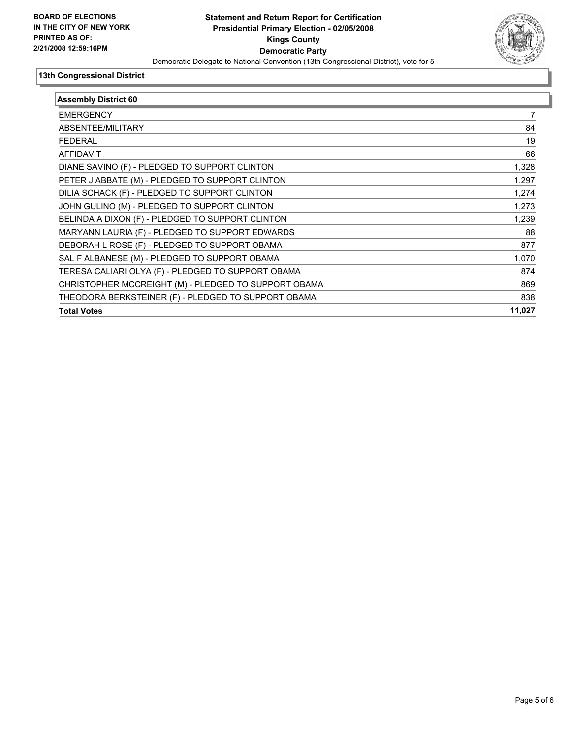**BOARD OF ELECTIONS IN THE CITY OF NEW YORK PRINTED AS OF: 2/21/2008 12:59:16PM**

# Statement and Return Report for Certification
## Presidential Primary Election - 02/05/2008
## Kings County
## Democratic Party

Democratic Delegate to National Convention (13th Congressional District), vote for 5

### 13th Congressional District

| Assembly District 60 | |
|---|---|
| EMERGENCY | 7 |
| ABSENTEE/MILITARY | 84 |
| FEDERAL | 19 |
| AFFIDAVIT | 66 |
| DIANE SAVINO (F) - PLEDGED TO SUPPORT CLINTON | 1,328 |
| PETER J ABBATE (M) - PLEDGED TO SUPPORT CLINTON | 1,297 |
| DILIA SCHACK (F) - PLEDGED TO SUPPORT CLINTON | 1,274 |
| JOHN GULINO (M) - PLEDGED TO SUPPORT CLINTON | 1,273 |
| BELINDA A DIXON (F) - PLEDGED TO SUPPORT CLINTON | 1,239 |
| MARYANN LAURIA (F) - PLEDGED TO SUPPORT EDWARDS | 88 |
| DEBORAH L ROSE (F) - PLEDGED TO SUPPORT OBAMA | 877 |
| SAL F ALBANESE (M) - PLEDGED TO SUPPORT OBAMA | 1,070 |
| TERESA CALIARI OLYA (F) - PLEDGED TO SUPPORT OBAMA | 874 |
| CHRISTOPHER MCCREIGHT (M) - PLEDGED TO SUPPORT OBAMA | 869 |
| THEODORA BERKSTEINER (F) - PLEDGED TO SUPPORT OBAMA | 838 |
| **Total Votes** | **11,027** |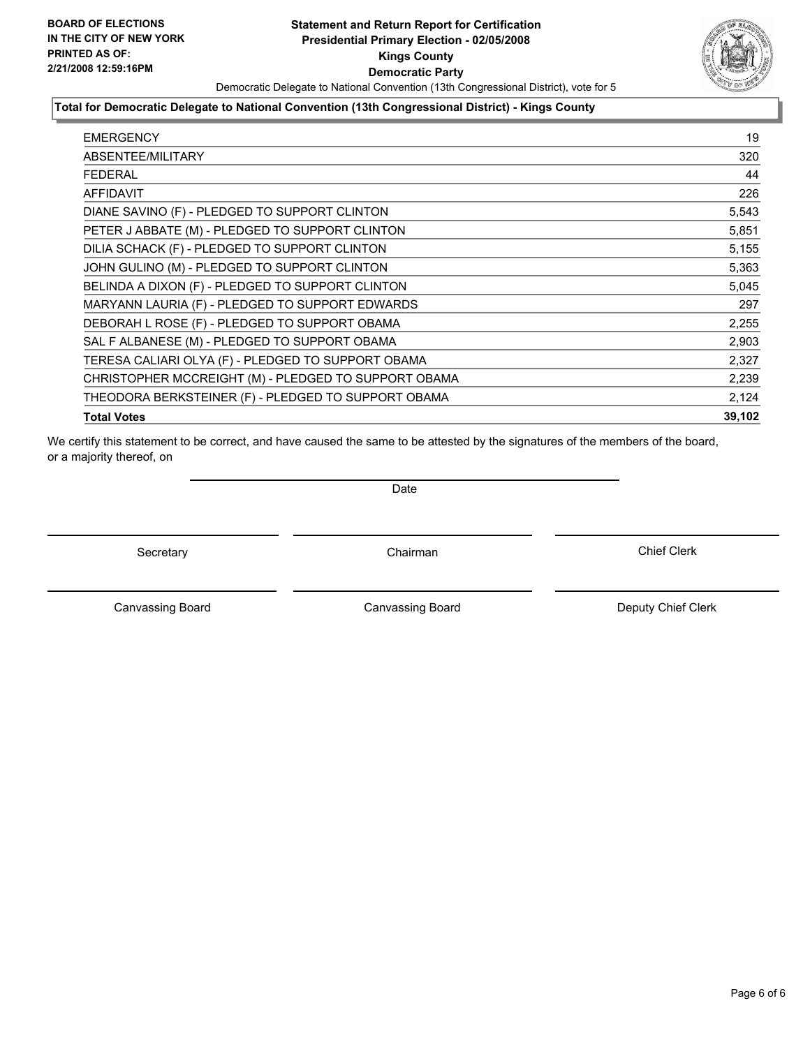**BOARD OF ELECTIONS IN THE CITY OF NEW YORK PRINTED AS OF: 2/21/2008 12:59:16PM**

# Statement and Return Report for Certification Presidential Primary Election - 02/05/2008 Kings County Democratic Party

Democratic Delegate to National Convention (13th Congressional District), vote for 5

## Total for Democratic Delegate to National Convention (13th Congressional District) - Kings County

| | |
|---|---|
| EMERGENCY | 19 |
| ABSENTEE/MILITARY | 320 |
| FEDERAL | 44 |
| AFFIDAVIT | 226 |
| DIANE SAVINO (F) - PLEDGED TO SUPPORT CLINTON | 5,543 |
| PETER J ABBATE (M) - PLEDGED TO SUPPORT CLINTON | 5,851 |
| DILIA SCHACK (F) - PLEDGED TO SUPPORT CLINTON | 5,155 |
| JOHN GULINO (M) - PLEDGED TO SUPPORT CLINTON | 5,363 |
| BELINDA A DIXON (F) - PLEDGED TO SUPPORT CLINTON | 5,045 |
| MARYANN LAURIA (F) - PLEDGED TO SUPPORT EDWARDS | 297 |
| DEBORAH L ROSE (F) - PLEDGED TO SUPPORT OBAMA | 2,255 |
| SAL F ALBANESE (M) - PLEDGED TO SUPPORT OBAMA | 2,903 |
| TERESA CALIARI OLYA (F) - PLEDGED TO SUPPORT OBAMA | 2,327 |
| CHRISTOPHER MCCREIGHT (M) - PLEDGED TO SUPPORT OBAMA | 2,239 |
| THEODORA BERKSTEINER (F) - PLEDGED TO SUPPORT OBAMA | 2,124 |
| **Total Votes** | **39,102** |

We certify this statement to be correct, and have caused the same to be attested by the signatures of the members of the board, or a majority thereof, on

Date

Secretary | Chairman | Chief Clerk

Canvassing Board | Canvassing Board | Deputy Chief Clerk